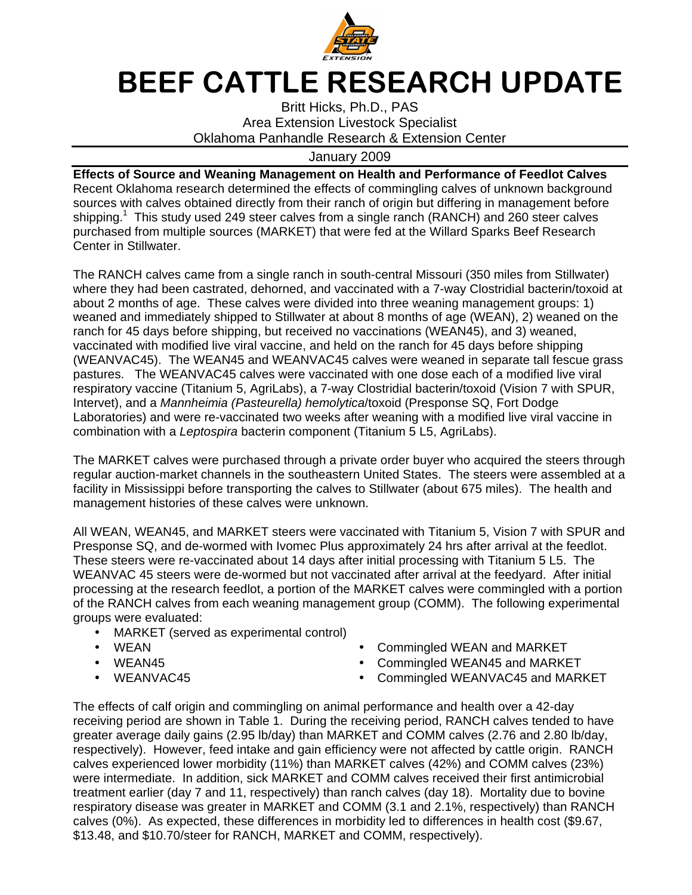# BEEF CATTLE RESEARCH UPDATE

Britt Hicks, Ph.D., PAS
Area Extension Livestock Specialist
Oklahoma Panhandle Research & Extension Center

January 2009

**Effects of Source and Weaning Management on Health and Performance of Feedlot Calves**

Recent Oklahoma research determined the effects of commingling calves of unknown background sources with calves obtained directly from their ranch of origin but differing in management before shipping.[1] This study used 249 steer calves from a single ranch (RANCH) and 260 steer calves purchased from multiple sources (MARKET) that were fed at the Willard Sparks Beef Research Center in Stillwater.

The RANCH calves came from a single ranch in south-central Missouri (350 miles from Stillwater) where they had been castrated, dehorned, and vaccinated with a 7-way Clostridial bacterin/toxoid at about 2 months of age. These calves were divided into three weaning management groups: 1) weaned and immediately shipped to Stillwater at about 8 months of age (WEAN), 2) weaned on the ranch for 45 days before shipping, but received no vaccinations (WEAN45), and 3) weaned, vaccinated with modified live viral vaccine, and held on the ranch for 45 days before shipping (WEANVAC45). The WEAN45 and WEANVAC45 calves were weaned in separate tall fescue grass pastures. The WEANVAC45 calves were vaccinated with one dose each of a modified live viral respiratory vaccine (Titanium 5, AgriLabs), a 7-way Clostridial bacterin/toxoid (Vision 7 with SPUR, Intervet), and a *Mannheimia (Pasteurella) hemolytica*/toxoid (Presponse SQ, Fort Dodge Laboratories) and were re-vaccinated two weeks after weaning with a modified live viral vaccine in combination with a *Leptospira* bacterin component (Titanium 5 L5, AgriLabs).

The MARKET calves were purchased through a private order buyer who acquired the steers through regular auction-market channels in the southeastern United States. The steers were assembled at a facility in Mississippi before transporting the calves to Stillwater (about 675 miles). The health and management histories of these calves were unknown.

All WEAN, WEAN45, and MARKET steers were vaccinated with Titanium 5, Vision 7 with SPUR and Presponse SQ, and de-wormed with Ivomec Plus approximately 24 hrs after arrival at the feedlot. These steers were re-vaccinated about 14 days after initial processing with Titanium 5 L5. The WEANVAC 45 steers were de-wormed but not vaccinated after arrival at the feedyard. After initial processing at the research feedlot, a portion of the MARKET calves were commingled with a portion of the RANCH calves from each weaning management group (COMM). The following experimental groups were evaluated:

- MARKET (served as experimental control)
- WEAN
- WEAN45
- WEANVAC45
- Commingled WEAN and MARKET
- Commingled WEAN45 and MARKET
- Commingled WEANVAC45 and MARKET

The effects of calf origin and commingling on animal performance and health over a 42-day receiving period are shown in Table 1. During the receiving period, RANCH calves tended to have greater average daily gains (2.95 lb/day) than MARKET and COMM calves (2.76 and 2.80 lb/day, respectively). However, feed intake and gain efficiency were not affected by cattle origin. RANCH calves experienced lower morbidity (11%) than MARKET calves (42%) and COMM calves (23%) were intermediate. In addition, sick MARKET and COMM calves received their first antimicrobial treatment earlier (day 7 and 11, respectively) than ranch calves (day 18). Mortality due to bovine respiratory disease was greater in MARKET and COMM (3.1 and 2.1%, respectively) than RANCH calves (0%). As expected, these differences in morbidity led to differences in health cost ($9.67, $13.48, and $10.70/steer for RANCH, MARKET and COMM, respectively).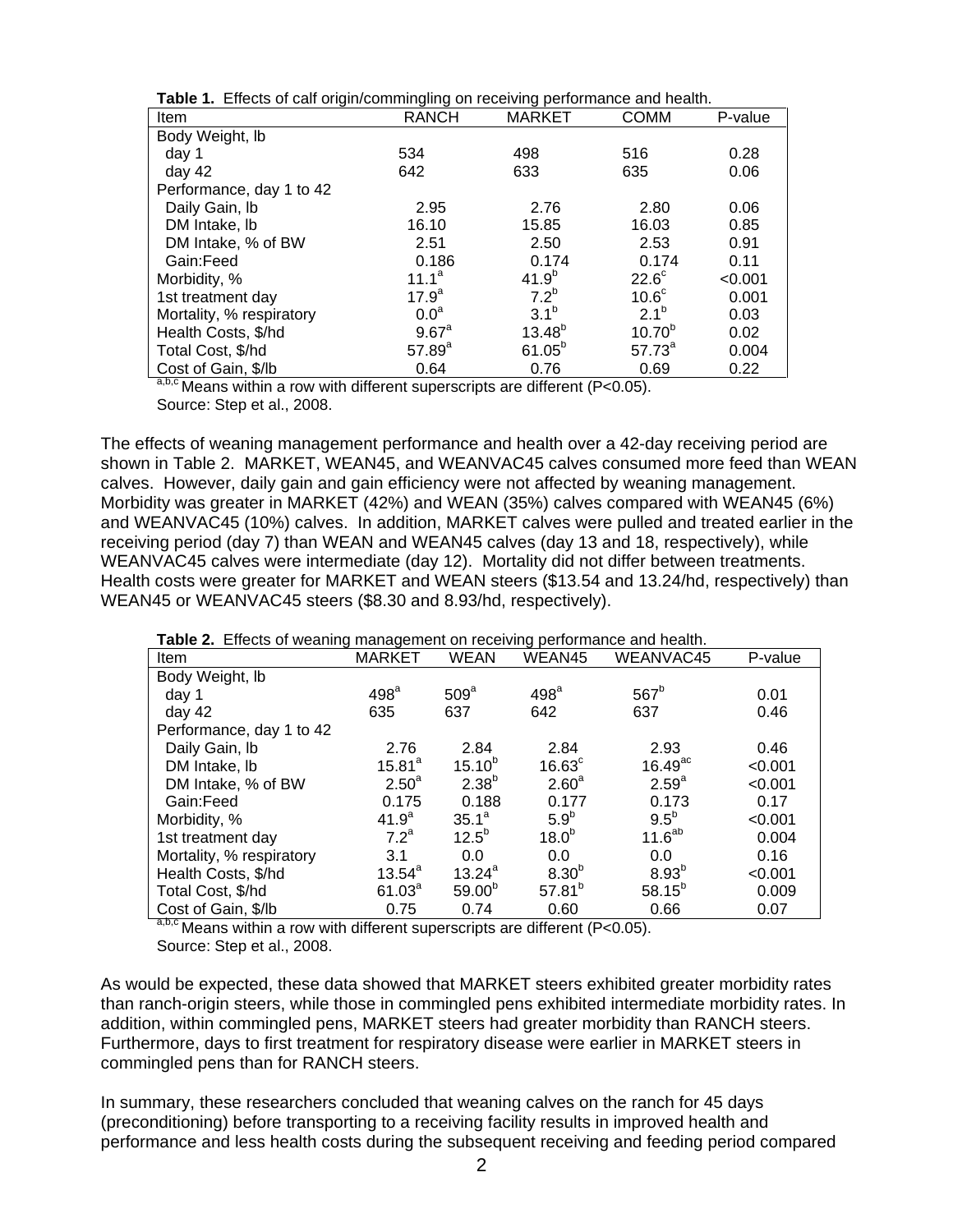**Table 1.** Effects of calf origin/commingling on receiving performance and health.

| Item | RANCH | MARKET | COMM | P-value |
|---|---|---|---|---|
| Body Weight, lb | | | | |
| day 1 | 534 | 498 | 516 | 0.28 |
| day 42 | 642 | 633 | 635 | 0.06 |
| Performance, day 1 to 42 | | | | |
| Daily Gain, lb | 2.95 | 2.76 | 2.80 | 0.06 |
| DM Intake, lb | 16.10 | 15.85 | 16.03 | 0.85 |
| DM Intake, % of BW | 2.51 | 2.50 | 2.53 | 0.91 |
| Gain:Feed | 0.186 | 0.174 | 0.174 | 0.11 |
| Morbidity, % | $11.1^{a}$ | $41.9^{b}$ | $22.6^{c}$ | <0.001 |
| 1st treatment day | $17.9^{a}$ | $7.2^{b}$ | $10.6^{c}$ | 0.001 |
| Mortality, % respiratory | $0.0^{a}$ | $3.1^{b}$ | $2.1^{b}$ | 0.03 |
| Health Costs, $/hd | $9.67^{a}$ | $13.48^{b}$ | $10.70^{b}$ | 0.02 |
| Total Cost, $/hd | $57.89^{a}$ | $61.05^{b}$ | $57.73^{a}$ | 0.004 |
| Cost of Gain, $/lb | 0.64 | 0.76 | 0.69 | 0.22 |

[a,b,c] Means within a row with different superscripts are different (P<0.05).
Source: Step et al., 2008.

The effects of weaning management performance and health over a 42-day receiving period are shown in Table 2. MARKET, WEAN45, and WEANVAC45 calves consumed more feed than WEAN calves. However, daily gain and gain efficiency were not affected by weaning management. Morbidity was greater in MARKET (42%) and WEAN (35%) calves compared with WEAN45 (6%) and WEANVAC45 (10%) calves. In addition, MARKET calves were pulled and treated earlier in the receiving period (day 7) than WEAN and WEAN45 calves (day 13 and 18, respectively), while WEANVAC45 calves were intermediate (day 12). Mortality did not differ between treatments. Health costs were greater for MARKET and WEAN steers ($13.54 and 13.24/hd, respectively) than WEAN45 or WEANVAC45 steers ($8.30 and 8.93/hd, respectively).

**Table 2.** Effects of weaning management on receiving performance and health.

| Item | MARKET | WEAN | WEAN45 | WEANVAC45 | P-value |
|---|---|---|---|---|---|
| Body Weight, lb | | | | | |
| day 1 | $498^{a}$ | $509^{a}$ | $498^{a}$ | $567^{b}$ | 0.01 |
| day 42 | 635 | 637 | 642 | 637 | 0.46 |
| Performance, day 1 to 42 | | | | | |
| Daily Gain, lb | 2.76 | 2.84 | 2.84 | 2.93 | 0.46 |
| DM Intake, lb | $15.81^{a}$ | $15.10^{b}$ | $16.63^{c}$ | $16.49^{ac}$ | <0.001 |
| DM Intake, % of BW | $2.50^{a}$ | $2.38^{b}$ | $2.60^{a}$ | $2.59^{a}$ | <0.001 |
| Gain:Feed | 0.175 | 0.188 | 0.177 | 0.173 | 0.17 |
| Morbidity, % | $41.9^{a}$ | $35.1^{a}$ | $5.9^{b}$ | $9.5^{b}$ | <0.001 |
| 1st treatment day | $7.2^{a}$ | $12.5^{b}$ | $18.0^{b}$ | $11.6^{ab}$ | 0.004 |
| Mortality, % respiratory | 3.1 | 0.0 | 0.0 | 0.0 | 0.16 |
| Health Costs, $/hd | $13.54^{a}$ | $13.24^{a}$ | $8.30^{b}$ | $8.93^{b}$ | <0.001 |
| Total Cost, $/hd | $61.03^{a}$ | $59.00^{b}$ | $57.81^{b}$ | $58.15^{b}$ | 0.009 |
| Cost of Gain, $/lb | 0.75 | 0.74 | 0.60 | 0.66 | 0.07 |

[a,b,c] Means within a row with different superscripts are different (P<0.05).
Source: Step et al., 2008.

As would be expected, these data showed that MARKET steers exhibited greater morbidity rates than ranch-origin steers, while those in commingled pens exhibited intermediate morbidity rates. In addition, within commingled pens, MARKET steers had greater morbidity than RANCH steers. Furthermore, days to first treatment for respiratory disease were earlier in MARKET steers in commingled pens than for RANCH steers.

In summary, these researchers concluded that weaning calves on the ranch for 45 days (preconditioning) before transporting to a receiving facility results in improved health and performance and less health costs during the subsequent receiving and feeding period compared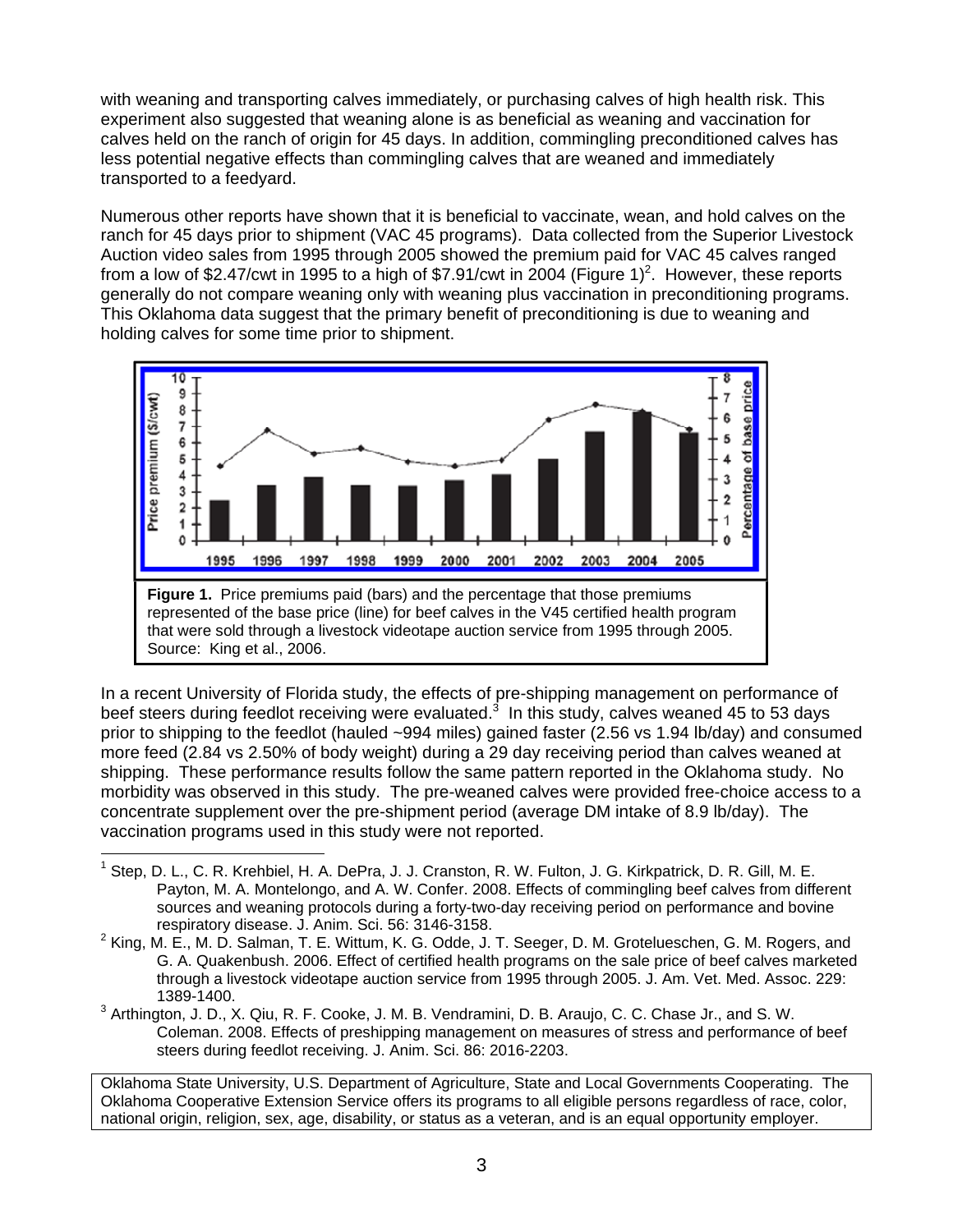with weaning and transporting calves immediately, or purchasing calves of high health risk. This experiment also suggested that weaning alone is as beneficial as weaning and vaccination for calves held on the ranch of origin for 45 days. In addition, commingling preconditioned calves has less potential negative effects than commingling calves that are weaned and immediately transported to a feedyard.

Numerous other reports have shown that it is beneficial to vaccinate, wean, and hold calves on the ranch for 45 days prior to shipment (VAC 45 programs). Data collected from the Superior Livestock Auction video sales from 1995 through 2005 showed the premium paid for VAC 45 calves ranged from a low of $2.47/cwt in 1995 to a high of $7.91/cwt in 2004 (Figure 1)[2]. However, these reports generally do not compare weaning only with weaning plus vaccination in preconditioning programs. This Oklahoma data suggest that the primary benefit of preconditioning is due to weaning and holding calves for some time prior to shipment.

Price premium ($/cwt)

10
9
8
7
6
5
4
3
2
1
0

Percentage of base price

8
7
6
5
4
3
2
1
0

1995 1996 1997 1998 1999 2000 2001 2002 2003 2004 2005

**Figure 1.** Price premiums paid (bars) and the percentage that those premiums represented of the base price (line) for beef calves in the V45 certified health program that were sold through a livestock videotape auction service from 1995 through 2005. Source: King et al., 2006.

In a recent University of Florida study, the effects of pre-shipping management on performance of beef steers during feedlot receiving were evaluated.[3] In this study, calves weaned 45 to 53 days prior to shipping to the feedlot (hauled ~994 miles) gained faster (2.56 vs 1.94 lb/day) and consumed more feed (2.84 vs 2.50% of body weight) during a 29 day receiving period than calves weaned at shipping. These performance results follow the same pattern reported in the Oklahoma study. No morbidity was observed in this study. The pre-weaned calves were provided free-choice access to a concentrate supplement over the pre-shipment period (average DM intake of 8.9 lb/day). The vaccination programs used in this study were not reported.

---

[1] Step, D. L., C. R. Krehbiel, H. A. DePra, J. J. Cranston, R. W. Fulton, J. G. Kirkpatrick, D. R. Gill, M. E. Payton, M. A. Montelongo, and A. W. Confer. 2008. Effects of commingling beef calves from different sources and weaning protocols during a forty-two-day receiving period on performance and bovine respiratory disease. J. Anim. Sci. 56: 3146-3158.

[2] King, M. E., M. D. Salman, T. E. Wittum, K. G. Odde, J. T. Seeger, D. M. Grotelueschen, G. M. Rogers, and G. A. Quakenbush. 2006. Effect of certified health programs on the sale price of beef calves marketed through a livestock videotape auction service from 1995 through 2005. J. Am. Vet. Med. Assoc. 229: 1389-1400.

[3] Arthington, J. D., X. Qiu, R. F. Cooke, J. M. B. Vendramini, D. B. Araujo, C. C. Chase Jr., and S. W. Coleman. 2008. Effects of preshipping management on measures of stress and performance of beef steers during feedlot receiving. J. Anim. Sci. 86: 2016-2203.

Oklahoma State University, U.S. Department of Agriculture, State and Local Governments Cooperating. The Oklahoma Cooperative Extension Service offers its programs to all eligible persons regardless of race, color, national origin, religion, sex, age, disability, or status as a veteran, and is an equal opportunity employer.